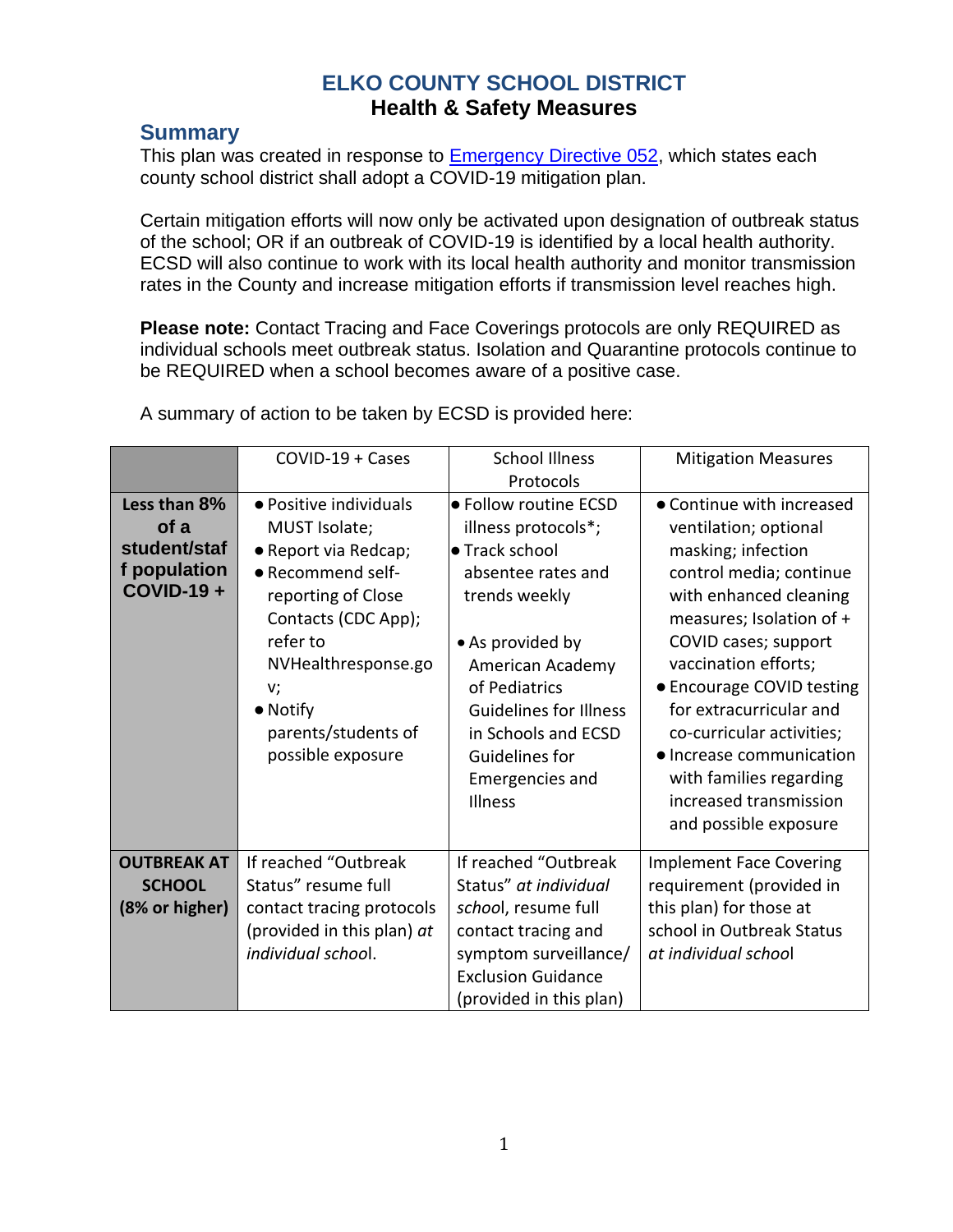# ELKO COUNTY SCHOOL DISTRICT

## Health & Safety Measures

## Summary

This plan was created in response to [Emergency Directive 052](), which states each county school district shall adopt a COVID-19 mitigation plan.

Certain mitigation efforts will now only be activated upon designation of outbreak status of the school; OR if an outbreak of COVID-19 is identified by a local health authority. ECSD will also continue to work with its local health authority and monitor transmission rates in the County and increase mitigation efforts if transmission level reaches high.

**Please note:** Contact Tracing and Face Coverings protocols are only REQUIRED as individual schools meet outbreak status. Isolation and Quarantine protocols continue to be REQUIRED when a school becomes aware of a positive case.

A summary of action to be taken by ECSD is provided here:

| | COVID-19 + Cases | School Illness Protocols | Mitigation Measures |
|---|---|---|---|
| **Less than 8% of a student/staff population COVID-19 +** | • Positive individuals MUST Isolate;<br>• Report via Redcap;<br>• Recommend self-reporting of Close Contacts (CDC App); refer to NVHealthresponse.gov;<br>• Notify parents/students of possible exposure | • Follow routine ECSD illness protocols*;<br>• Track school absentee rates and trends weekly<br><br>• As provided by American Academy of Pediatrics Guidelines for Illness in Schools and ECSD Guidelines for Emergencies and Illness | • Continue with increased ventilation; optional masking; infection control media; continue with enhanced cleaning measures; Isolation of + COVID cases; support vaccination efforts;<br>• Encourage COVID testing for extracurricular and co-curricular activities;<br>• Increase communication with families regarding increased transmission and possible exposure |
| **OUTBREAK AT SCHOOL (8% or higher)** | If reached "Outbreak Status" resume full contact tracing protocols (provided in this plan) *at individual school*. | If reached "Outbreak Status" *at individual school*, resume full contact tracing and symptom surveillance/ Exclusion Guidance (provided in this plan) | Implement Face Covering requirement (provided in this plan) for those at school in Outbreak Status *at individual school* |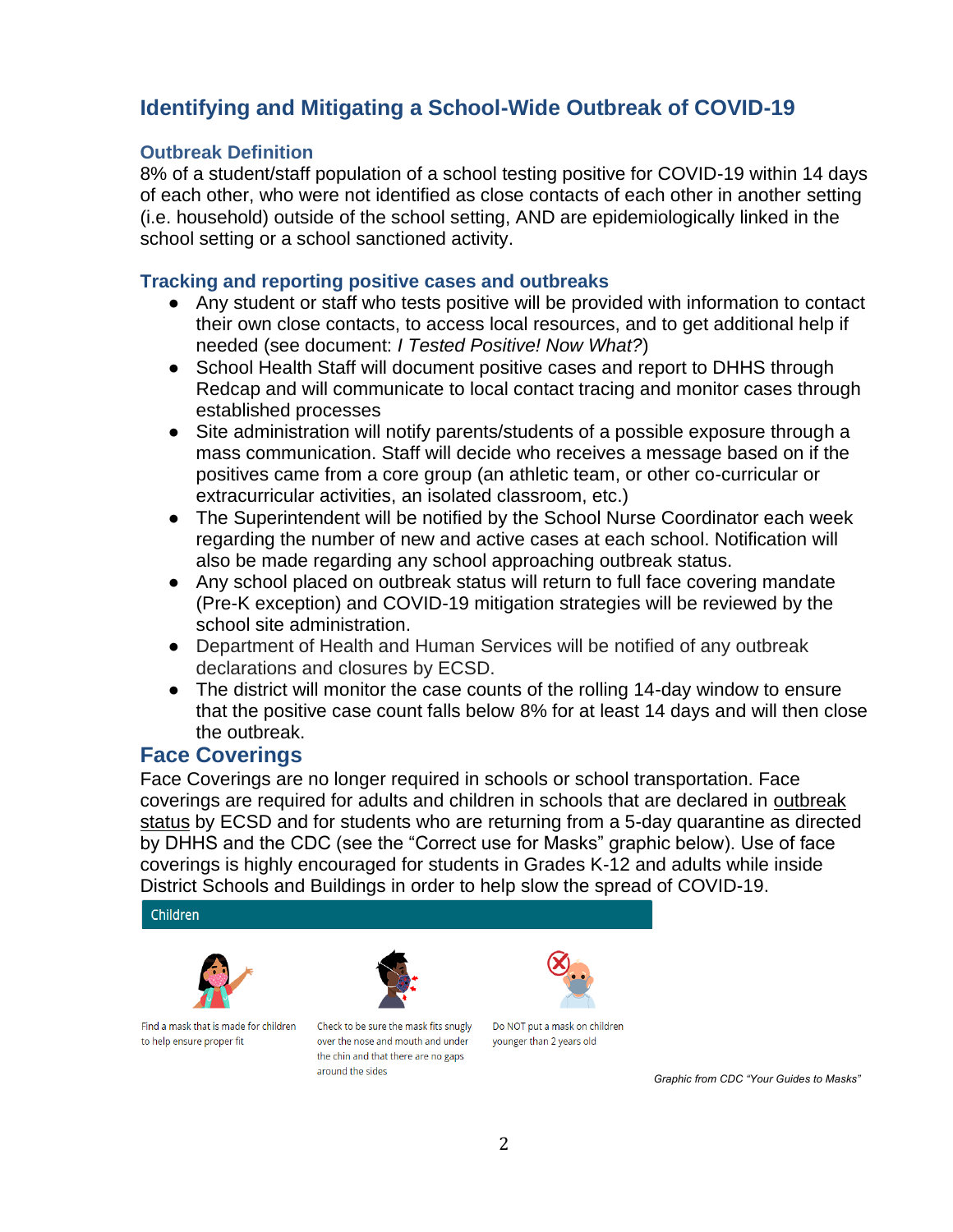## Identifying and Mitigating a School-Wide Outbreak of COVID-19

### Outbreak Definition

8% of a student/staff population of a school testing positive for COVID-19 within 14 days of each other, who were not identified as close contacts of each other in another setting (i.e. household) outside of the school setting, AND are epidemiologically linked in the school setting or a school sanctioned activity.

### Tracking and reporting positive cases and outbreaks

- Any student or staff who tests positive will be provided with information to contact their own close contacts, to access local resources, and to get additional help if needed (see document: *I Tested Positive! Now What?*)
- School Health Staff will document positive cases and report to DHHS through Redcap and will communicate to local contact tracing and monitor cases through established processes
- Site administration will notify parents/students of a possible exposure through a mass communication. Staff will decide who receives a message based on if the positives came from a core group (an athletic team, or other co-curricular or extracurricular activities, an isolated classroom, etc.)
- The Superintendent will be notified by the School Nurse Coordinator each week regarding the number of new and active cases at each school. Notification will also be made regarding any school approaching outbreak status.
- Any school placed on outbreak status will return to full face covering mandate (Pre-K exception) and COVID-19 mitigation strategies will be reviewed by the school site administration.
- Department of Health and Human Services will be notified of any outbreak declarations and closures by ECSD.
- The district will monitor the case counts of the rolling 14-day window to ensure that the positive case count falls below 8% for at least 14 days and will then close the outbreak.

## Face Coverings

Face Coverings are no longer required in schools or school transportation. Face coverings are required for adults and children in schools that are declared in outbreak status by ECSD and for students who are returning from a 5-day quarantine as directed by DHHS and the CDC (see the "Correct use for Masks" graphic below). Use of face coverings is highly encouraged for students in Grades K-12 and adults while inside District Schools and Buildings in order to help slow the spread of COVID-19.

**Children**

- Find a mask that is made for children to help ensure proper fit
- Check to be sure the mask fits snugly over the nose and mouth and under the chin and that there are no gaps around the sides
- Do NOT put a mask on children younger than 2 years old

*Graphic from CDC "Your Guides to Masks"*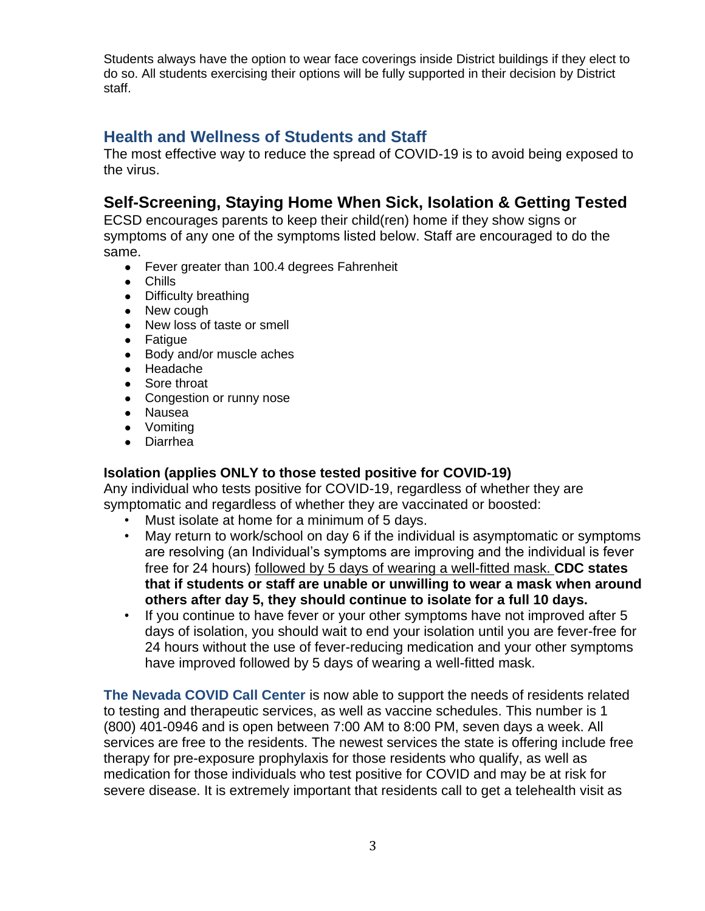Students always have the option to wear face coverings inside District buildings if they elect to do so. All students exercising their options will be fully supported in their decision by District staff.

## Health and Wellness of Students and Staff

The most effective way to reduce the spread of COVID-19 is to avoid being exposed to the virus.

## Self-Screening, Staying Home When Sick, Isolation & Getting Tested

ECSD encourages parents to keep their child(ren) home if they show signs or symptoms of any one of the symptoms listed below. Staff are encouraged to do the same.

- Fever greater than 100.4 degrees Fahrenheit
- Chills
- Difficulty breathing
- New cough
- New loss of taste or smell
- Fatigue
- Body and/or muscle aches
- Headache
- Sore throat
- Congestion or runny nose
- Nausea
- Vomiting
- Diarrhea

### Isolation (applies ONLY to those tested positive for COVID-19)

Any individual who tests positive for COVID-19, regardless of whether they are symptomatic and regardless of whether they are vaccinated or boosted:

- Must isolate at home for a minimum of 5 days.
- May return to work/school on day 6 if the individual is asymptomatic or symptoms are resolving (an Individual's symptoms are improving and the individual is fever free for 24 hours) followed by 5 days of wearing a well-fitted mask. **CDC states that if students or staff are unable or unwilling to wear a mask when around others after day 5, they should continue to isolate for a full 10 days.**
- If you continue to have fever or your other symptoms have not improved after 5 days of isolation, you should wait to end your isolation until you are fever-free for 24 hours without the use of fever-reducing medication and your other symptoms have improved followed by 5 days of wearing a well-fitted mask.

**The Nevada COVID Call Center** is now able to support the needs of residents related to testing and therapeutic services, as well as vaccine schedules. This number is 1 (800) 401-0946 and is open between 7:00 AM to 8:00 PM, seven days a week. All services are free to the residents. The newest services the state is offering include free therapy for pre-exposure prophylaxis for those residents who qualify, as well as medication for those individuals who test positive for COVID and may be at risk for severe disease. It is extremely important that residents call to get a telehealth visit as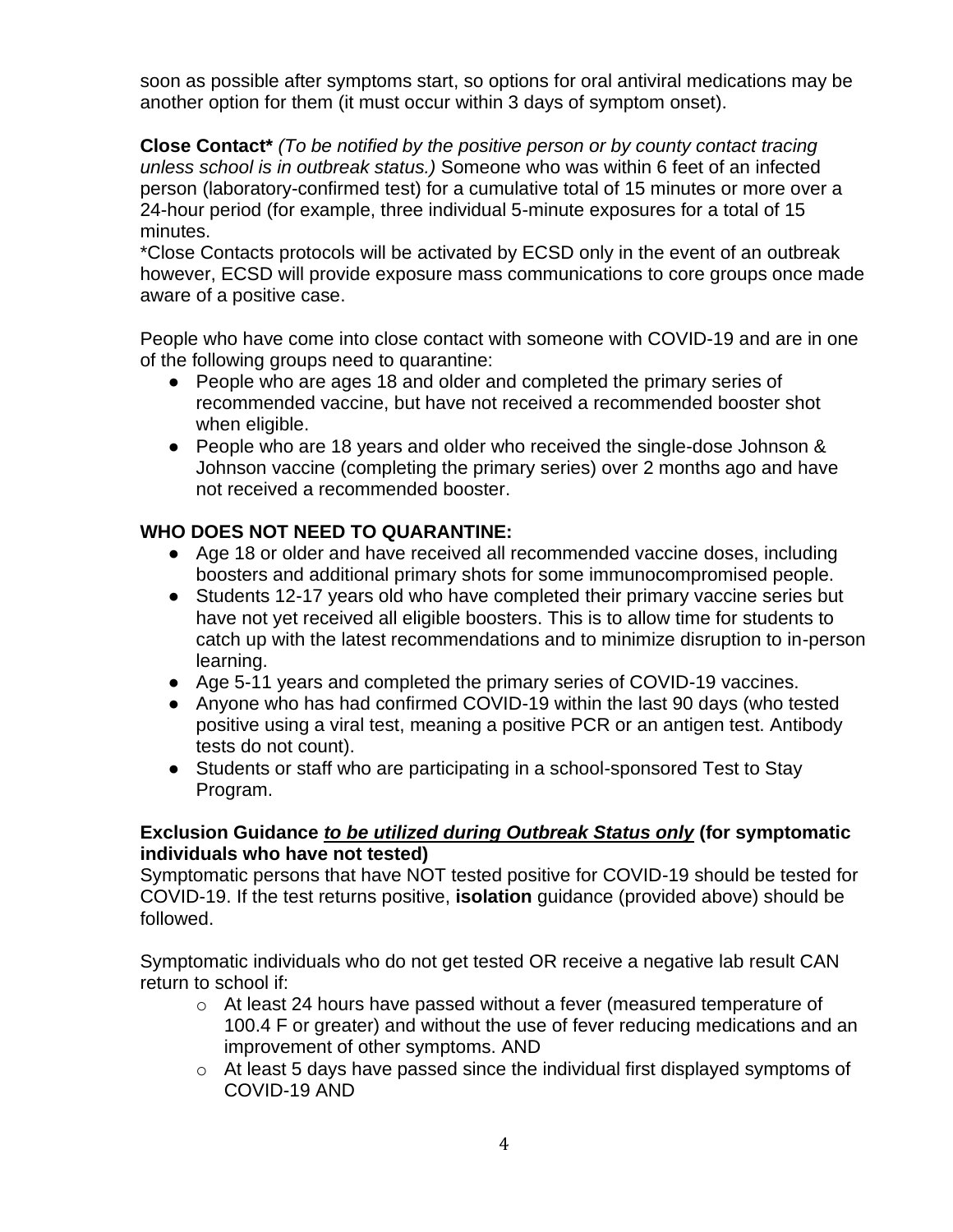soon as possible after symptoms start, so options for oral antiviral medications may be another option for them (it must occur within 3 days of symptom onset).

**Close Contact*** *(To be notified by the positive person or by county contact tracing unless school is in outbreak status.)* Someone who was within 6 feet of an infected person (laboratory-confirmed test) for a cumulative total of 15 minutes or more over a 24-hour period (for example, three individual 5-minute exposures for a total of 15 minutes.

*Close Contacts protocols will be activated by ECSD only in the event of an outbreak however, ECSD will provide exposure mass communications to core groups once made aware of a positive case.

People who have come into close contact with someone with COVID-19 and are in one of the following groups need to quarantine:

- People who are ages 18 and older and completed the primary series of recommended vaccine, but have not received a recommended booster shot when eligible.
- People who are 18 years and older who received the single-dose Johnson & Johnson vaccine (completing the primary series) over 2 months ago and have not received a recommended booster.

**WHO DOES NOT NEED TO QUARANTINE:**

- Age 18 or older and have received all recommended vaccine doses, including boosters and additional primary shots for some immunocompromised people.
- Students 12-17 years old who have completed their primary vaccine series but have not yet received all eligible boosters. This is to allow time for students to catch up with the latest recommendations and to minimize disruption to in-person learning.
- Age 5-11 years and completed the primary series of COVID-19 vaccines.
- Anyone who has had confirmed COVID-19 within the last 90 days (who tested positive using a viral test, meaning a positive PCR or an antigen test. Antibody tests do not count).
- Students or staff who are participating in a school-sponsored Test to Stay Program.

**Exclusion Guidance _to be utilized during Outbreak Status only_ (for symptomatic individuals who have not tested)**

Symptomatic persons that have NOT tested positive for COVID-19 should be tested for COVID-19. If the test returns positive, **isolation** guidance (provided above) should be followed.

Symptomatic individuals who do not get tested OR receive a negative lab result CAN return to school if:

- At least 24 hours have passed without a fever (measured temperature of 100.4 F or greater) and without the use of fever reducing medications and an improvement of other symptoms. AND
- At least 5 days have passed since the individual first displayed symptoms of COVID-19 AND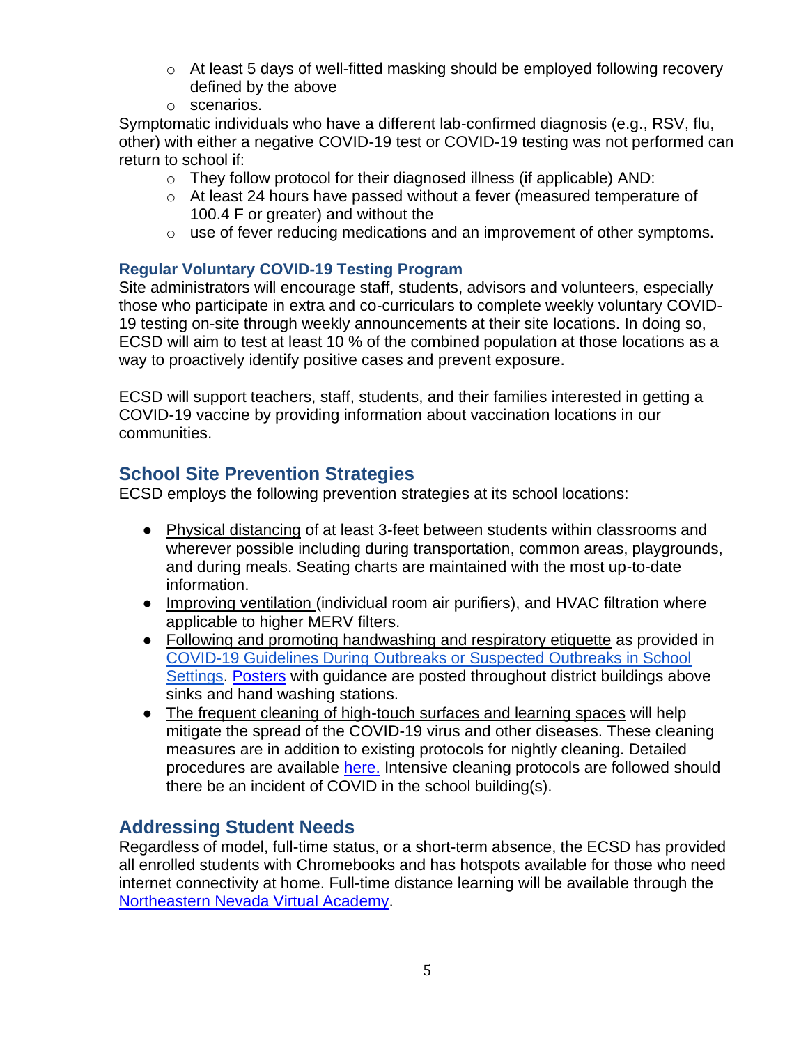- At least 5 days of well-fitted masking should be employed following recovery defined by the above
- scenarios.

Symptomatic individuals who have a different lab-confirmed diagnosis (e.g., RSV, flu, other) with either a negative COVID-19 test or COVID-19 testing was not performed can return to school if:

- They follow protocol for their diagnosed illness (if applicable) AND:
- At least 24 hours have passed without a fever (measured temperature of 100.4 F or greater) and without the
- use of fever reducing medications and an improvement of other symptoms.

### Regular Voluntary COVID-19 Testing Program

Site administrators will encourage staff, students, advisors and volunteers, especially those who participate in extra and co-curriculars to complete weekly voluntary COVID-19 testing on-site through weekly announcements at their site locations. In doing so, ECSD will aim to test at least 10 % of the combined population at those locations as a way to proactively identify positive cases and prevent exposure.

ECSD will support teachers, staff, students, and their families interested in getting a COVID-19 vaccine by providing information about vaccination locations in our communities.

## School Site Prevention Strategies

ECSD employs the following prevention strategies at its school locations:

- Physical distancing of at least 3-feet between students within classrooms and wherever possible including during transportation, common areas, playgrounds, and during meals. Seating charts are maintained with the most up-to-date information.
- Improving ventilation (individual room air purifiers), and HVAC filtration where applicable to higher MERV filters.
- Following and promoting handwashing and respiratory etiquette as provided in COVID-19 Guidelines During Outbreaks or Suspected Outbreaks in School Settings. Posters with guidance are posted throughout district buildings above sinks and hand washing stations.
- The frequent cleaning of high-touch surfaces and learning spaces will help mitigate the spread of the COVID-19 virus and other diseases. These cleaning measures are in addition to existing protocols for nightly cleaning. Detailed procedures are available here. Intensive cleaning protocols are followed should there be an incident of COVID in the school building(s).

## Addressing Student Needs

Regardless of model, full-time status, or a short-term absence, the ECSD has provided all enrolled students with Chromebooks and has hotspots available for those who need internet connectivity at home. Full-time distance learning will be available through the Northeastern Nevada Virtual Academy.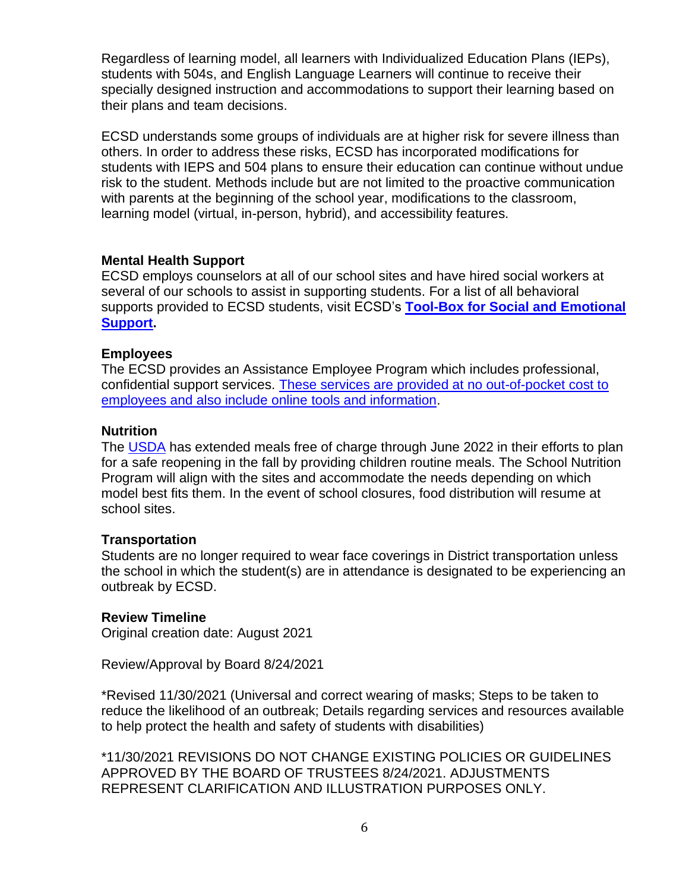Regardless of learning model, all learners with Individualized Education Plans (IEPs), students with 504s, and English Language Learners will continue to receive their specially designed instruction and accommodations to support their learning based on their plans and team decisions.

ECSD understands some groups of individuals are at higher risk for severe illness than others. In order to address these risks, ECSD has incorporated modifications for students with IEPS and 504 plans to ensure their education can continue without undue risk to the student. Methods include but are not limited to the proactive communication with parents at the beginning of the school year, modifications to the classroom, learning model (virtual, in-person, hybrid), and accessibility features.

**Mental Health Support**

ECSD employs counselors at all of our school sites and have hired social workers at several of our schools to assist in supporting students. For a list of all behavioral supports provided to ECSD students, visit ECSD's **Tool-Box for Social and Emotional Support.**

**Employees**

The ECSD provides an Assistance Employee Program which includes professional, confidential support services. These services are provided at no out-of-pocket cost to employees and also include online tools and information.

**Nutrition**

The USDA has extended meals free of charge through June 2022 in their efforts to plan for a safe reopening in the fall by providing children routine meals. The School Nutrition Program will align with the sites and accommodate the needs depending on which model best fits them. In the event of school closures, food distribution will resume at school sites.

**Transportation**

Students are no longer required to wear face coverings in District transportation unless the school in which the student(s) are in attendance is designated to be experiencing an outbreak by ECSD.

**Review Timeline**

Original creation date: August 2021

Review/Approval by Board 8/24/2021

*Revised 11/30/2021 (Universal and correct wearing of masks; Steps to be taken to reduce the likelihood of an outbreak; Details regarding services and resources available to help protect the health and safety of students with disabilities)

*11/30/2021 REVISIONS DO NOT CHANGE EXISTING POLICIES OR GUIDELINES APPROVED BY THE BOARD OF TRUSTEES 8/24/2021. ADJUSTMENTS REPRESENT CLARIFICATION AND ILLUSTRATION PURPOSES ONLY.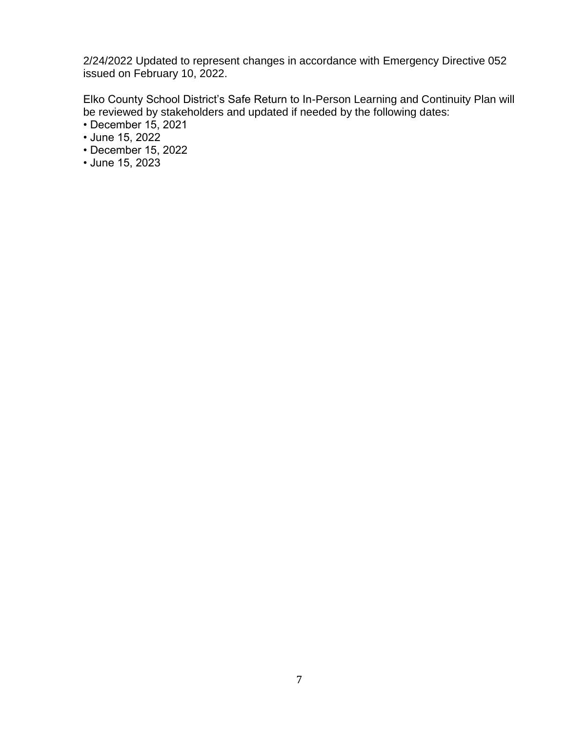2/24/2022 Updated to represent changes in accordance with Emergency Directive 052 issued on February 10, 2022.

Elko County School District's Safe Return to In-Person Learning and Continuity Plan will be reviewed by stakeholders and updated if needed by the following dates:

- December 15, 2021
- June 15, 2022
- December 15, 2022
- June 15, 2023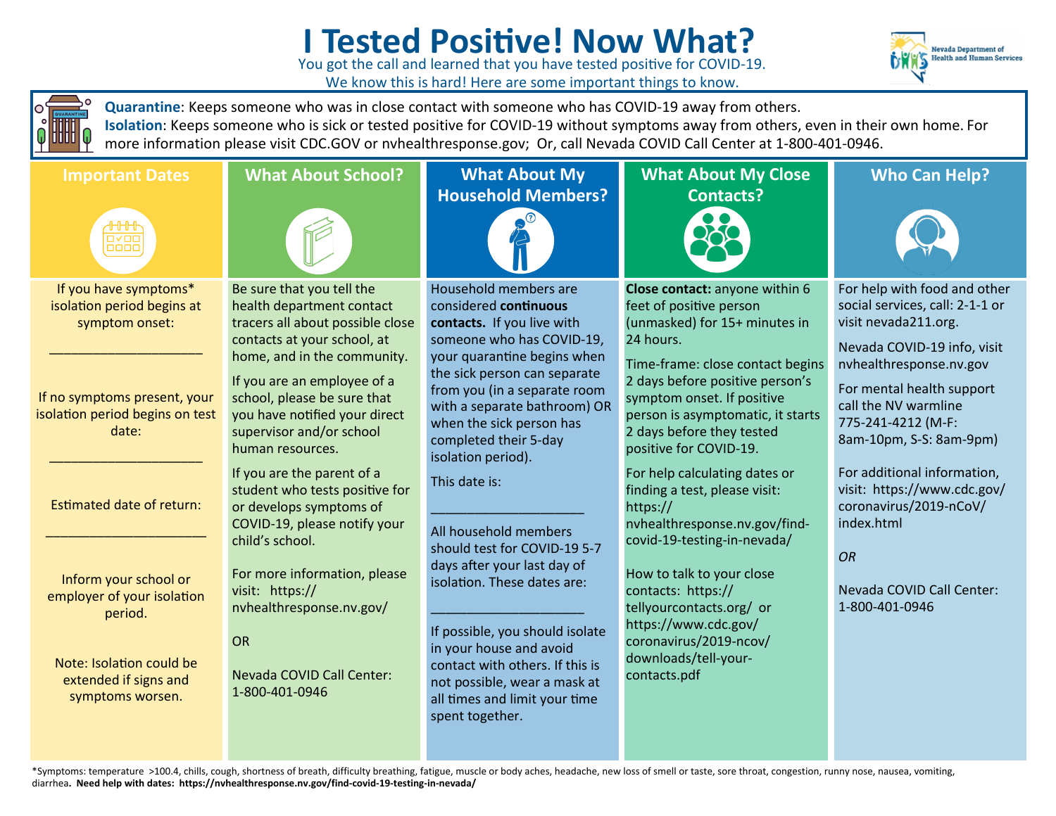# I Tested Positive! Now What?

You got the call and learned that you have tested positive for COVID-19.
We know this is hard! Here are some important things to know.

**Quarantine**: Keeps someone who was in close contact with someone who has COVID-19 away from others.
**Isolation**: Keeps someone who is sick or tested positive for COVID-19 without symptoms away from others, even in their own home. For more information please visit CDC.GOV or nvhealthresponse.gov; Or, call Nevada COVID Call Center at 1-800-401-0946.

## Important Dates

If you have symptoms* isolation period begins at symptom onset:

_____________________

If no symptoms present, your isolation period begins on test date:

_____________________

Estimated date of return:

_____________________

Inform your school or employer of your isolation period.

Note: Isolation could be extended if signs and symptoms worsen.

## What About School?

Be sure that you tell the health department contact tracers all about possible close contacts at your school, at home, and in the community.

If you are an employee of a school, please be sure that you have notified your direct supervisor and/or school human resources.

If you are the parent of a student who tests positive for or develops symptoms of COVID-19, please notify your child's school.

For more information, please visit: https://nvhealthresponse.nv.gov/

OR

Nevada COVID Call Center: 1-800-401-0946

## What About My Household Members?

Household members are considered **continuous contacts.** If you live with someone who has COVID-19, your quarantine begins when the sick person can separate from you (in a separate room with a separate bathroom) OR when the sick person has completed their 5-day isolation period).

This date is:

_____________________

All household members should test for COVID-19 5-7 days after your last day of isolation. These dates are:

_____________________

If possible, you should isolate in your house and avoid contact with others. If this is not possible, wear a mask at all times and limit your time spent together.

## What About My Close Contacts?

**Close contact:** anyone within 6 feet of positive person (unmasked) for 15+ minutes in 24 hours.

Time-frame: close contact begins 2 days before positive person's symptom onset. If positive person is asymptomatic, it starts 2 days before they tested positive for COVID-19.

For help calculating dates or finding a test, please visit: https://nvhealthresponse.nv.gov/find-covid-19-testing-in-nevada/

How to talk to your close contacts: https://tellyourcontacts.org/ or https://www.cdc.gov/coronavirus/2019-ncov/downloads/tell-your-contacts.pdf

## Who Can Help?

For help with food and other social services, call: 2-1-1 or visit nevada211.org.

Nevada COVID-19 info, visit nvhealthresponse.nv.gov

For mental health support call the NV warmline 775-241-4212 (M-F: 8am-10pm, S-S: 8am-9pm)

For additional information, visit: https://www.cdc.gov/coronavirus/2019-nCoV/index.html

*OR*

Nevada COVID Call Center: 1-800-401-0946

*Symptoms: temperature >100.4, chills, cough, shortness of breath, difficulty breathing, fatigue, muscle or body aches, headache, new loss of smell or taste, sore throat, congestion, runny nose, nausea, vomiting, diarrhea. **Need help with dates: https://nvhealthresponse.nv.gov/find-covid-19-testing-in-nevada/**